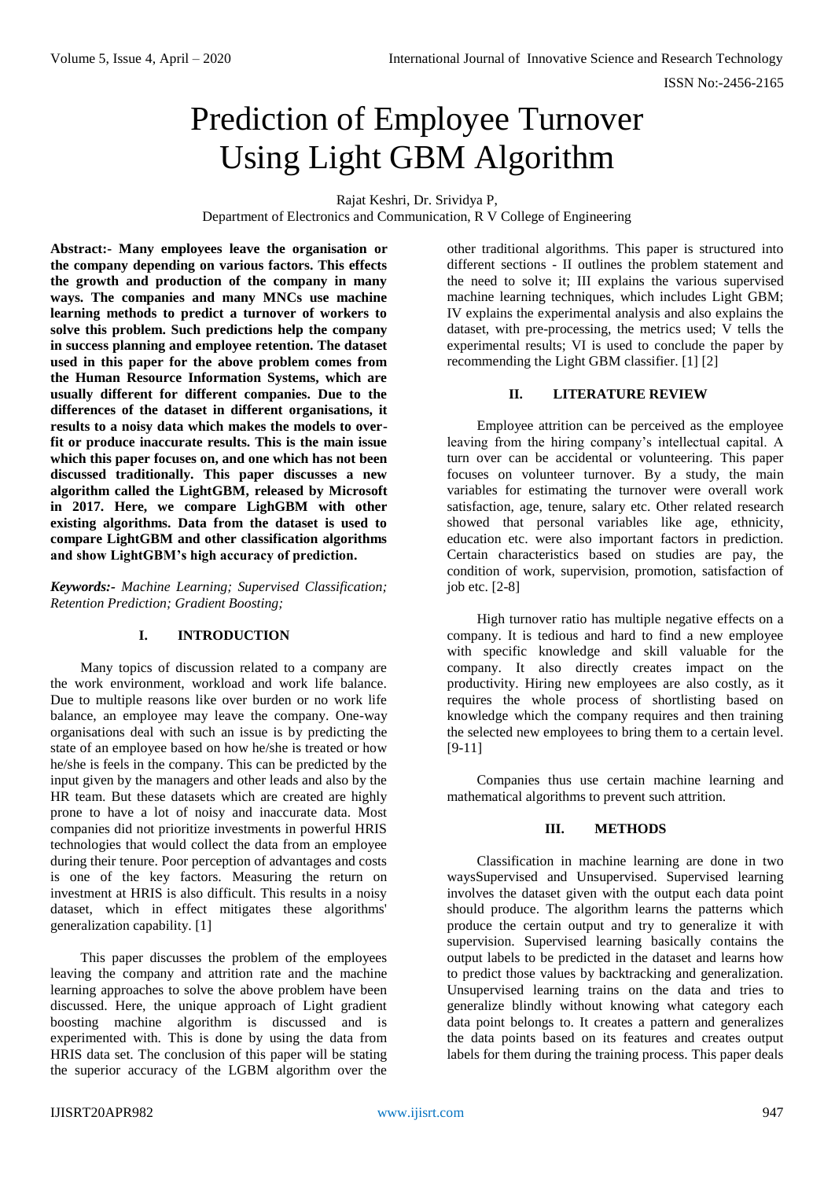# Prediction of Employee Turnover Using Light GBM Algorithm

Rajat Keshri, Dr. Srividya P,
Department of Electronics and Communication, R V College of Engineering

**Abstract:- Many employees leave the organisation or the company depending on various factors. This effects the growth and production of the company in many ways. The companies and many MNCs use machine learning methods to predict a turnover of workers to solve this problem. Such predictions help the company in success planning and employee retention. The dataset used in this paper for the above problem comes from the Human Resource Information Systems, which are usually different for different companies. Due to the differences of the dataset in different organisations, it results to a noisy data which makes the models to over-fit or produce inaccurate results. This is the main issue which this paper focuses on, and one which has not been discussed traditionally. This paper discusses a new algorithm called the LightGBM, released by Microsoft in 2017. Here, we compare LighGBM with other existing algorithms. Data from the dataset is used to compare LightGBM and other classification algorithms and show LightGBM's high accuracy of prediction.**

***Keywords:-*** *Machine Learning; Supervised Classification; Retention Prediction; Gradient Boosting;*

## I. INTRODUCTION

Many topics of discussion related to a company are the work environment, workload and work life balance. Due to multiple reasons like over burden or no work life balance, an employee may leave the company. One-way organisations deal with such an issue is by predicting the state of an employee based on how he/she is treated or how he/she is feels in the company. This can be predicted by the input given by the managers and other leads and also by the HR team. But these datasets which are created are highly prone to have a lot of noisy and inaccurate data. Most companies did not prioritize investments in powerful HRIS technologies that would collect the data from an employee during their tenure. Poor perception of advantages and costs is one of the key factors. Measuring the return on investment at HRIS is also difficult. This results in a noisy dataset, which in effect mitigates these algorithms' generalization capability. [1]

This paper discusses the problem of the employees leaving the company and attrition rate and the machine learning approaches to solve the above problem have been discussed. Here, the unique approach of Light gradient boosting machine algorithm is discussed and is experimented with. This is done by using the data from HRIS data set. The conclusion of this paper will be stating the superior accuracy of the LGBM algorithm over the other traditional algorithms. This paper is structured into different sections - II outlines the problem statement and the need to solve it; III explains the various supervised machine learning techniques, which includes Light GBM; IV explains the experimental analysis and also explains the dataset, with pre-processing, the metrics used; V tells the experimental results; VI is used to conclude the paper by recommending the Light GBM classifier. [1] [2]

## II. LITERATURE REVIEW

Employee attrition can be perceived as the employee leaving from the hiring company's intellectual capital. A turn over can be accidental or volunteering. This paper focuses on volunteer turnover. By a study, the main variables for estimating the turnover were overall work satisfaction, age, tenure, salary etc. Other related research showed that personal variables like age, ethnicity, education etc. were also important factors in prediction. Certain characteristics based on studies are pay, the condition of work, supervision, promotion, satisfaction of job etc. [2-8]

High turnover ratio has multiple negative effects on a company. It is tedious and hard to find a new employee with specific knowledge and skill valuable for the company. It also directly creates impact on the productivity. Hiring new employees are also costly, as it requires the whole process of shortlisting based on knowledge which the company requires and then training the selected new employees to bring them to a certain level. [9-11]

Companies thus use certain machine learning and mathematical algorithms to prevent such attrition.

## III. METHODS

Classification in machine learning are done in two waysSupervised and Unsupervised. Supervised learning involves the dataset given with the output each data point should produce. The algorithm learns the patterns which produce the certain output and try to generalize it with supervision. Supervised learning basically contains the output labels to be predicted in the dataset and learns how to predict those values by backtracking and generalization. Unsupervised learning trains on the data and tries to generalize blindly without knowing what category each data point belongs to. It creates a pattern and generalizes the data points based on its features and creates output labels for them during the training process. This paper deals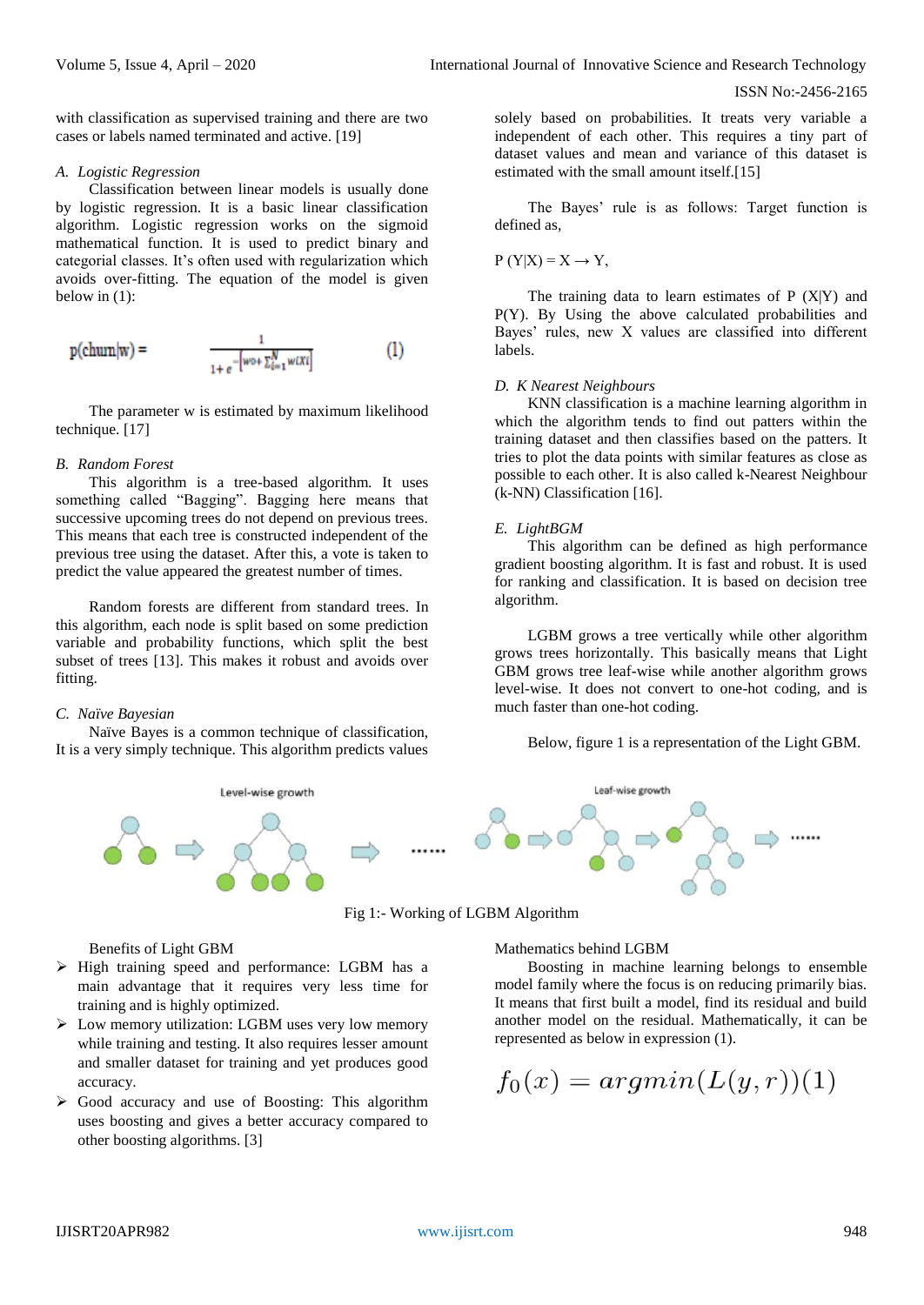with classification as supervised training and there are two cases or labels named terminated and active. [19]

### *A. Logistic Regression*

Classification between linear models is usually done by logistic regression. It is a basic linear classification algorithm. Logistic regression works on the sigmoid mathematical function. It is used to predict binary and categorial classes. It's often used with regularization which avoids over-fitting. The equation of the model is given below in (1):

$$p(\text{churn}|w) = \frac{1}{1+e^{-\left[w_0+\sum_{i=1}^{N} w_i x_i\right]}} \quad (1)$$

The parameter w is estimated by maximum likelihood technique. [17]

### *B. Random Forest*

This algorithm is a tree-based algorithm. It uses something called "Bagging". Bagging here means that successive upcoming trees do not depend on previous trees. This means that each tree is constructed independent of the previous tree using the dataset. After this, a vote is taken to predict the value appeared the greatest number of times.

Random forests are different from standard trees. In this algorithm, each node is split based on some prediction variable and probability functions, which split the best subset of trees [13]. This makes it robust and avoids over fitting.

### *C. Naïve Bayesian*

Naïve Bayes is a common technique of classification, It is a very simply technique. This algorithm predicts values solely based on probabilities. It treats very variable a independent of each other. This requires a tiny part of dataset values and mean and variance of this dataset is estimated with the small amount itself.[15]

The Bayes' rule is as follows: Target function is defined as,

$P(Y|X) = X \rightarrow Y$,

The training data to learn estimates of $P(X|Y)$ and $P(Y)$. By Using the above calculated probabilities and Bayes' rules, new X values are classified into different labels.

### *D. K Nearest Neighbours*

KNN classification is a machine learning algorithm in which the algorithm tends to find out patterns within the training dataset and then classifies based on the patterns. It tries to plot the data points with similar features as close as possible to each other. It is also called k-Nearest Neighbour (k-NN) Classification [16].

### *E. LightBGM*

This algorithm can be defined as high performance gradient boosting algorithm. It is fast and robust. It is used for ranking and classification. It is based on decision tree algorithm.

LGBM grows a tree vertically while other algorithm grows trees horizontally. This basically means that Light GBM grows tree leaf-wise while another algorithm grows level-wise. It does not convert to one-hot coding, and is much faster than one-hot coding.

Below, figure 1 is a representation of the Light GBM.

Fig 1:- Working of LGBM Algorithm

Benefits of Light GBM

- High training speed and performance: LGBM has a main advantage that it requires very less time for training and is highly optimized.
- Low memory utilization: LGBM uses very low memory while training and testing. It also requires lesser amount and smaller dataset for training and yet produces good accuracy.
- Good accuracy and use of Boosting: This algorithm uses boosting and gives a better accuracy compared to other boosting algorithms. [3]

Mathematics behind LGBM

Boosting in machine learning belongs to ensemble model family where the focus is on reducing primarily bias. It means that first built a model, find its residual and build another model on the residual. Mathematically, it can be represented as below in expression (1).

$$f_0(x) = argmin(L(y,r))(1)$$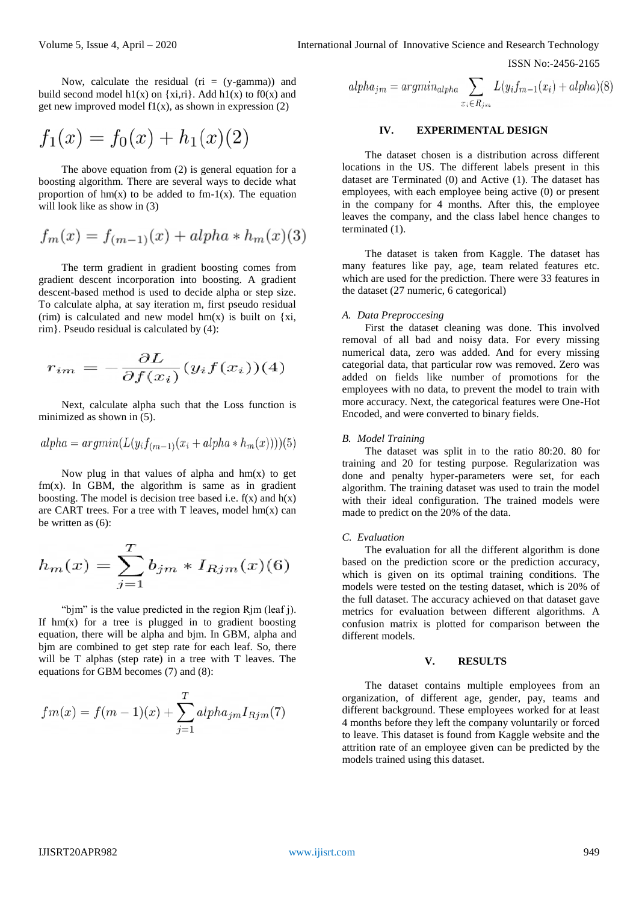Now, calculate the residual (ri = (y-gamma)) and build second model h1(x) on {xi,ri}. Add h1(x) to f0(x) and get new improved model f1(x), as shown in expression (2)

$$f_1(x) = f_0(x) + h_1(x)(2)$$

The above equation from (2) is general equation for a boosting algorithm. There are several ways to decide what proportion of hm(x) to be added to fm-1(x). The equation will look like as show in (3)

$$f_m(x) = f_{(m-1)}(x) + alpha * h_m(x)(3)$$

The term gradient in gradient boosting comes from gradient descent incorporation into boosting. A gradient descent-based method is used to decide alpha or step size. To calculate alpha, at say iteration m, first pseudo residual (rim) is calculated and new model hm(x) is built on {xi, rim}. Pseudo residual is calculated by (4):

$$r_{im} = -\frac{\partial L}{\partial f(x_i)}(y_i f(x_i))(4)$$

Next, calculate alpha such that the Loss function is minimized as shown in (5).

$$alpha = argmin(L(y_i f_{(m-1)}(x_i + alpha * h_m(x))))(5)$$

Now plug in that values of alpha and hm(x) to get fm(x). In GBM, the algorithm is same as in gradient boosting. The model is decision tree based i.e. f(x) and h(x) are CART trees. For a tree with T leaves, model hm(x) can be written as (6):

$$h_m(x) = \sum_{j=1}^{T} b_{jm} * I_{Rjm}(x)(6)$$

"bjm" is the value predicted in the region Rjm (leaf j). If hm(x) for a tree is plugged in to gradient boosting equation, there will be alpha and bjm. In GBM, alpha and bjm are combined to get step rate for each leaf. So, there will be T alphas (step rate) in a tree with T leaves. The equations for GBM becomes (7) and (8):

$$fm(x) = f(m-1)(x) + \sum_{j=1}^{T} alpha_{jm} I_{Rjm}(7)$$

$$alpha_{jm} = argmin_{alpha} \sum_{x_i \in R_{jm}} L(y_i f_{m-1}(x_i) + alpha)(8)$$

## IV. EXPERIMENTAL DESIGN

The dataset chosen is a distribution across different locations in the US. The different labels present in this dataset are Terminated (0) and Active (1). The dataset has employees, with each employee being active (0) or present in the company for 4 months. After this, the employee leaves the company, and the class label hence changes to terminated (1).

The dataset is taken from Kaggle. The dataset has many features like pay, age, team related features etc. which are used for the prediction. There were 33 features in the dataset (27 numeric, 6 categorical)

### *A. Data Preproccesing*

First the dataset cleaning was done. This involved removal of all bad and noisy data. For every missing numerical data, zero was added. And for every missing categorial data, that particular row was removed. Zero was added on fields like number of promotions for the employees with no data, to prevent the model to train with more accuracy. Next, the categorical features were One-Hot Encoded, and were converted to binary fields.

### *B. Model Training*

The dataset was split in to the ratio 80:20. 80 for training and 20 for testing purpose. Regularization was done and penalty hyper-parameters were set, for each algorithm. The training dataset was used to train the model with their ideal configuration. The trained models were made to predict on the 20% of the data.

### *C. Evaluation*

The evaluation for all the different algorithm is done based on the prediction score or the prediction accuracy, which is given on its optimal training conditions. The models were tested on the testing dataset, which is 20% of the full dataset. The accuracy achieved on that dataset gave metrics for evaluation between different algorithms. A confusion matrix is plotted for comparison between the different models.

## V. RESULTS

The dataset contains multiple employees from an organization, of different age, gender, pay, teams and different background. These employees worked for at least 4 months before they left the company voluntarily or forced to leave. This dataset is found from Kaggle website and the attrition rate of an employee given can be predicted by the models trained using this dataset.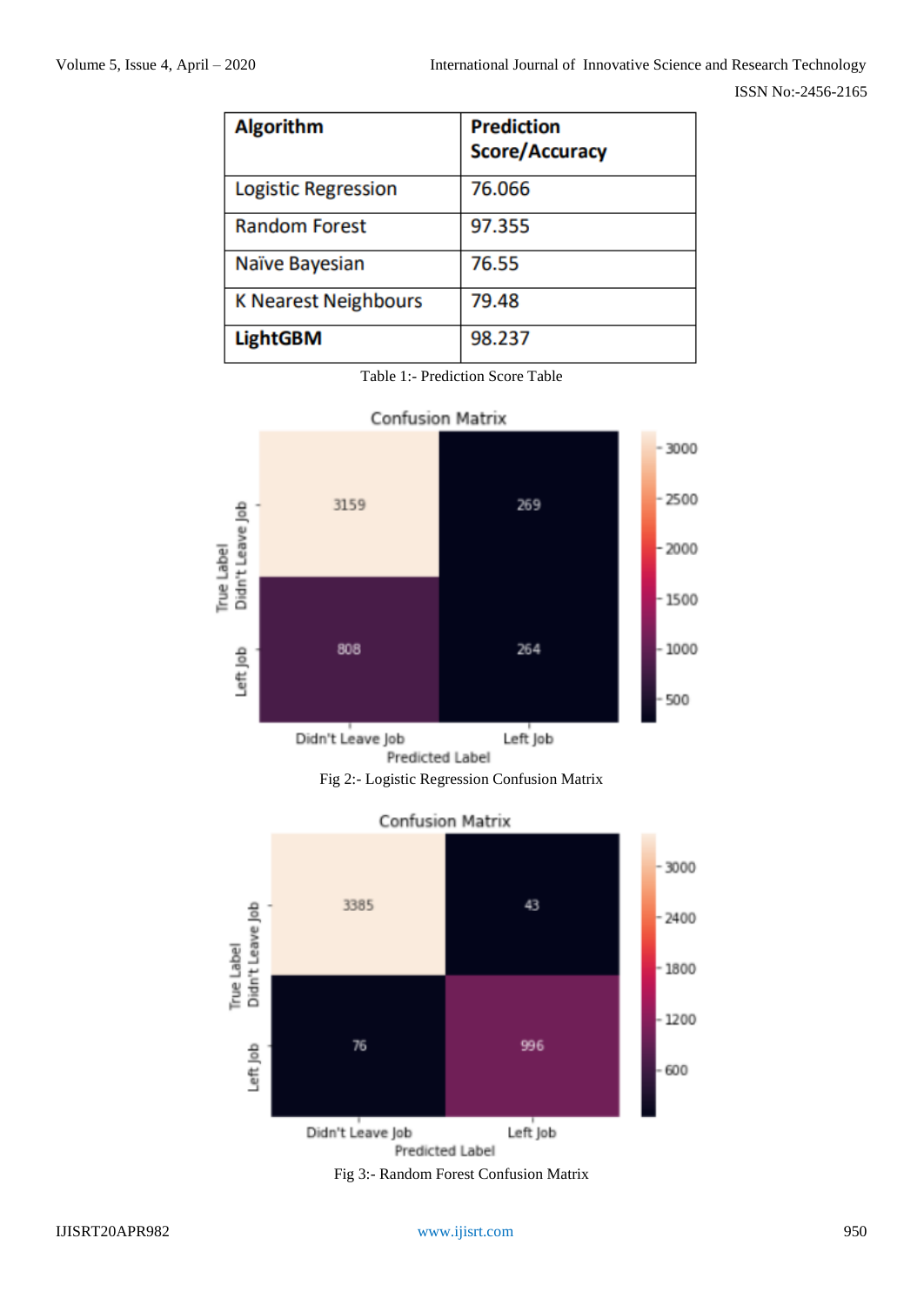| Algorithm | Prediction Score/Accuracy |
|---|---|
| Logistic Regression | 76.066 |
| Random Forest | 97.355 |
| Naïve Bayesian | 76.55 |
| K Nearest Neighbours | 79.48 |
| **LightGBM** | 98.237 |

Table 1:- Prediction Score Table

Fig 2:- Logistic Regression Confusion Matrix

Fig 3:- Random Forest Confusion Matrix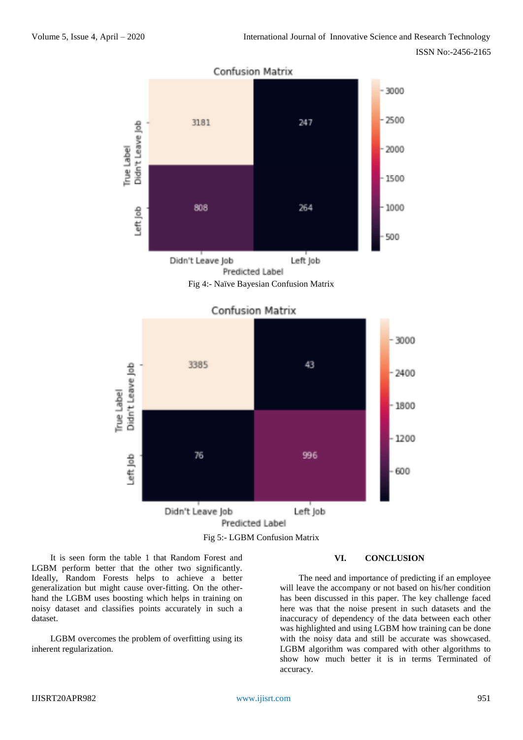Fig 4:- Naïve Bayesian Confusion Matrix

Fig 5:- LGBM Confusion Matrix

It is seen form the table 1 that Random Forest and LGBM perform better that the other two significantly. Ideally, Random Forests helps to achieve a better generalization but might cause over-fitting. On the other-hand the LGBM uses boosting which helps in training on noisy dataset and classifies points accurately in such a dataset.

LGBM overcomes the problem of overfitting using its inherent regularization.

## VI. CONCLUSION

The need and importance of predicting if an employee will leave the accompany or not based on his/her condition has been discussed in this paper. The key challenge faced here was that the noise present in such datasets and the inaccuracy of dependency of the data between each other was highlighted and using LGBM how training can be done with the noisy data and still be accurate was showcased. LGBM algorithm was compared with other algorithms to show how much better it is in terms Terminated of accuracy.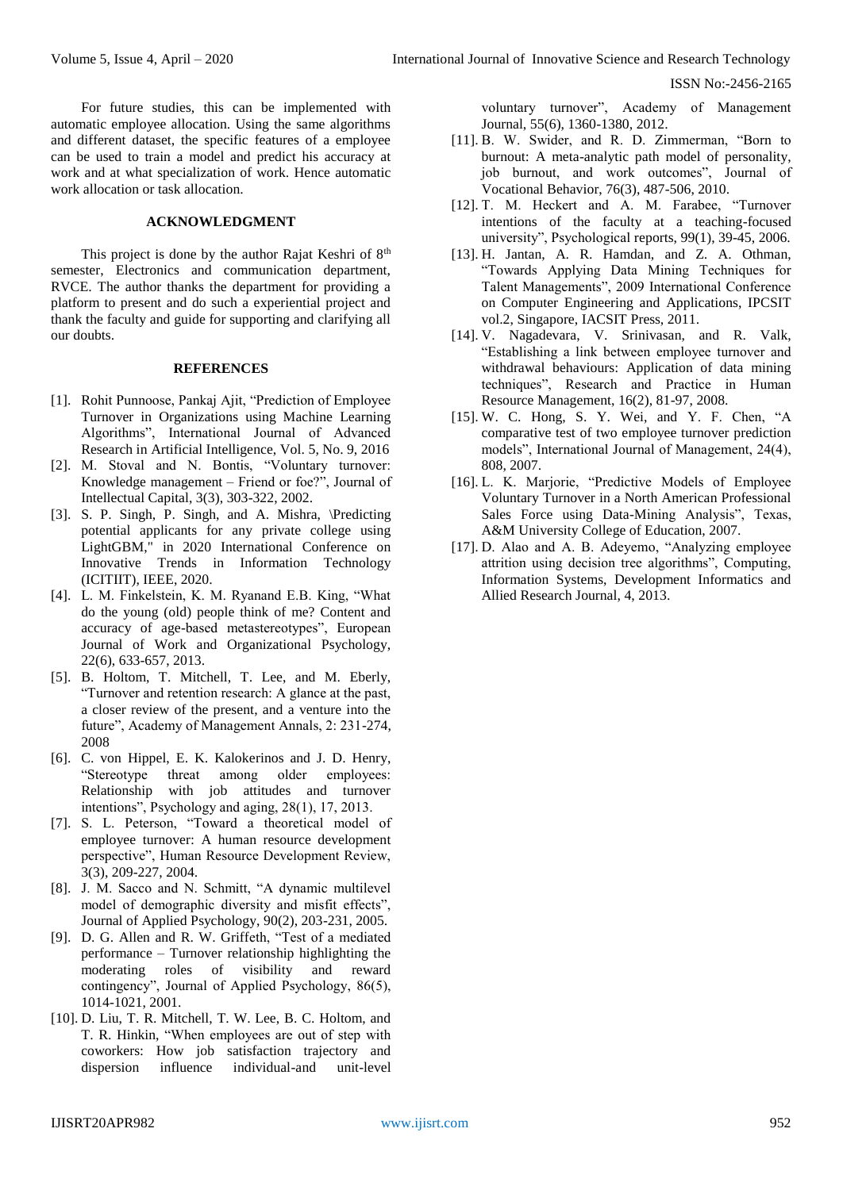For future studies, this can be implemented with automatic employee allocation. Using the same algorithms and different dataset, the specific features of a employee can be used to train a model and predict his accuracy at work and at what specialization of work. Hence automatic work allocation or task allocation.

## ACKNOWLEDGMENT

This project is done by the author Rajat Keshri of 8th semester, Electronics and communication department, RVCE. The author thanks the department for providing a platform to present and do such a experiential project and thank the faculty and guide for supporting and clarifying all our doubts.

## REFERENCES

- [1]. Rohit Punnoose, Pankaj Ajit, "Prediction of Employee Turnover in Organizations using Machine Learning Algorithms", International Journal of Advanced Research in Artificial Intelligence, Vol. 5, No. 9, 2016
- [2]. M. Stoval and N. Bontis, "Voluntary turnover: Knowledge management – Friend or foe?", Journal of Intellectual Capital, 3(3), 303-322, 2002.
- [3]. S. P. Singh, P. Singh, and A. Mishra, \Predicting potential applicants for any private college using LightGBM," in 2020 International Conference on Innovative Trends in Information Technology (ICITIIT), IEEE, 2020.
- [4]. L. M. Finkelstein, K. M. Ryanand E.B. King, "What do the young (old) people think of me? Content and accuracy of age-based metastereotypes", European Journal of Work and Organizational Psychology, 22(6), 633-657, 2013.
- [5]. B. Holtom, T. Mitchell, T. Lee, and M. Eberly, "Turnover and retention research: A glance at the past, a closer review of the present, and a venture into the future", Academy of Management Annals, 2: 231-274, 2008
- [6]. C. von Hippel, E. K. Kalokerinos and J. D. Henry, "Stereotype threat among older employees: Relationship with job attitudes and turnover intentions", Psychology and aging, 28(1), 17, 2013.
- [7]. S. L. Peterson, "Toward a theoretical model of employee turnover: A human resource development perspective", Human Resource Development Review, 3(3), 209-227, 2004.
- [8]. J. M. Sacco and N. Schmitt, "A dynamic multilevel model of demographic diversity and misfit effects", Journal of Applied Psychology, 90(2), 203-231, 2005.
- [9]. D. G. Allen and R. W. Griffeth, "Test of a mediated performance – Turnover relationship highlighting the moderating roles of visibility and reward contingency", Journal of Applied Psychology, 86(5), 1014-1021, 2001.
- [10]. D. Liu, T. R. Mitchell, T. W. Lee, B. C. Holtom, and T. R. Hinkin, "When employees are out of step with coworkers: How job satisfaction trajectory and dispersion influence individual-and unit-level voluntary turnover", Academy of Management Journal, 55(6), 1360-1380, 2012.
- [11]. B. W. Swider, and R. D. Zimmerman, "Born to burnout: A meta-analytic path model of personality, job burnout, and work outcomes", Journal of Vocational Behavior, 76(3), 487-506, 2010.
- [12]. T. M. Heckert and A. M. Farabee, "Turnover intentions of the faculty at a teaching-focused university", Psychological reports, 99(1), 39-45, 2006.
- [13]. H. Jantan, A. R. Hamdan, and Z. A. Othman, "Towards Applying Data Mining Techniques for Talent Managements", 2009 International Conference on Computer Engineering and Applications, IPCSIT vol.2, Singapore, IACSIT Press, 2011.
- [14]. V. Nagadevara, V. Srinivasan, and R. Valk, "Establishing a link between employee turnover and withdrawal behaviours: Application of data mining techniques", Research and Practice in Human Resource Management, 16(2), 81-97, 2008.
- [15]. W. C. Hong, S. Y. Wei, and Y. F. Chen, "A comparative test of two employee turnover prediction models", International Journal of Management, 24(4), 808, 2007.
- [16]. L. K. Marjorie, "Predictive Models of Employee Voluntary Turnover in a North American Professional Sales Force using Data-Mining Analysis", Texas, A&M University College of Education, 2007.
- [17]. D. Alao and A. B. Adeyemo, "Analyzing employee attrition using decision tree algorithms", Computing, Information Systems, Development Informatics and Allied Research Journal, 4, 2013.